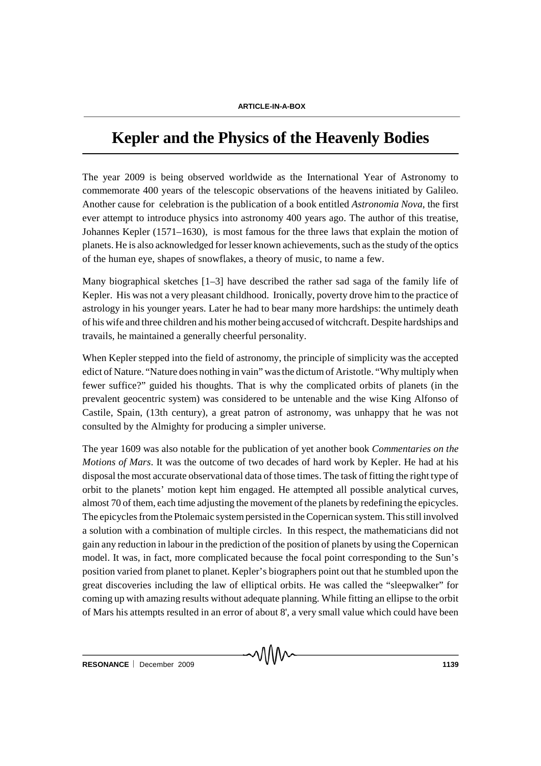ARTICLE-IN-A-BOX

# Kepler and the Physics of the Heavenly Bodies

The year 2009 is being observed worldwide as the International Year of Astronomy to commemorate 400 years of the telescopic observations of the heavens initiated by Galileo. Another cause for celebration is the publication of a book entitled *Astronomia Nova*, the first ever attempt to introduce physics into astronomy 400 years ago. The author of this treatise, Johannes Kepler (1571–1630), is most famous for the three laws that explain the motion of planets. He is also acknowledged for lesser known achievements, such as the study of the optics of the human eye, shapes of snowflakes, a theory of music, to name a few.

Many biographical sketches [1–3] have described the rather sad saga of the family life of Kepler. His was not a very pleasant childhood. Ironically, poverty drove him to the practice of astrology in his younger years. Later he had to bear many more hardships: the untimely death of his wife and three children and his mother being accused of witchcraft. Despite hardships and travails, he maintained a generally cheerful personality.

When Kepler stepped into the field of astronomy, the principle of simplicity was the accepted edict of Nature. "Nature does nothing in vain" was the dictum of Aristotle. "Why multiply when fewer suffice?" guided his thoughts. That is why the complicated orbits of planets (in the prevalent geocentric system) was considered to be untenable and the wise King Alfonso of Castile, Spain, (13th century), a great patron of astronomy, was unhappy that he was not consulted by the Almighty for producing a simpler universe.

The year 1609 was also notable for the publication of yet another book *Commentaries on the Motions of Mars*. It was the outcome of two decades of hard work by Kepler. He had at his disposal the most accurate observational data of those times. The task of fitting the right type of orbit to the planets' motion kept him engaged. He attempted all possible analytical curves, almost 70 of them, each time adjusting the movement of the planets by redefining the epicycles. The epicycles from the Ptolemaic system persisted in the Copernican system. This still involved a solution with a combination of multiple circles. In this respect, the mathematicians did not gain any reduction in labour in the prediction of the position of planets by using the Copernican model. It was, in fact, more complicated because the focal point corresponding to the Sun's position varied from planet to planet. Kepler's biographers point out that he stumbled upon the great discoveries including the law of elliptical orbits. He was called the "sleepwalker" for coming up with amazing results without adequate planning. While fitting an ellipse to the orbit of Mars his attempts resulted in an error of about 8', a very small value which could have been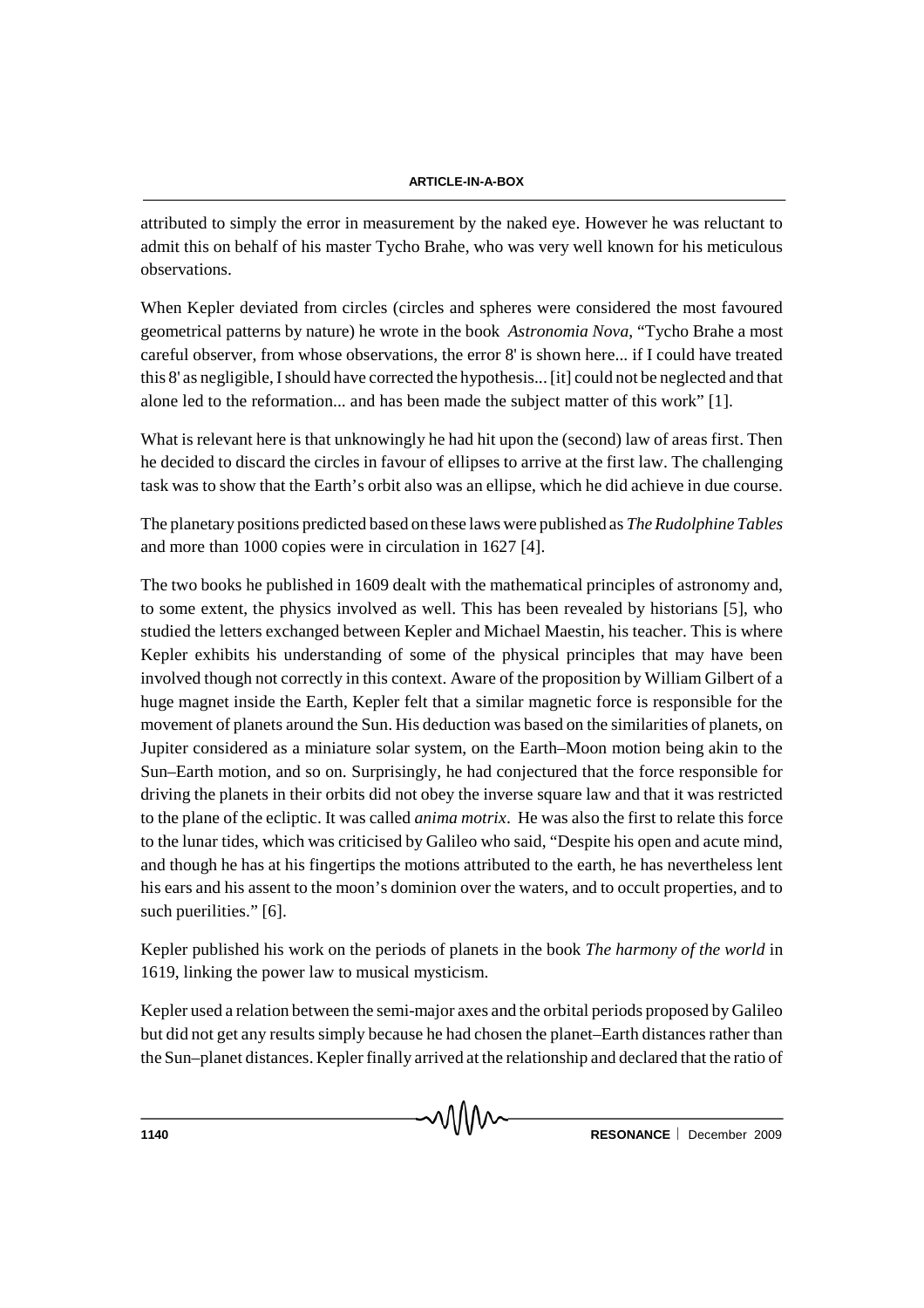attributed to simply the error in measurement by the naked eye. However he was reluctant to admit this on behalf of his master Tycho Brahe, who was very well known for his meticulous observations.

When Kepler deviated from circles (circles and spheres were considered the most favoured geometrical patterns by nature) he wrote in the book *Astronomia Nova*, "Tycho Brahe a most careful observer, from whose observations, the error 8' is shown here... if I could have treated this 8' as negligible, I should have corrected the hypothesis... [it] could not be neglected and that alone led to the reformation... and has been made the subject matter of this work" [1].

What is relevant here is that unknowingly he had hit upon the (second) law of areas first. Then he decided to discard the circles in favour of ellipses to arrive at the first law. The challenging task was to show that the Earth's orbit also was an ellipse, which he did achieve in due course.

The planetary positions predicted based on these laws were published as *The Rudolphine Tables* and more than 1000 copies were in circulation in 1627 [4].

The two books he published in 1609 dealt with the mathematical principles of astronomy and, to some extent, the physics involved as well. This has been revealed by historians [5], who studied the letters exchanged between Kepler and Michael Maestin, his teacher. This is where Kepler exhibits his understanding of some of the physical principles that may have been involved though not correctly in this context. Aware of the proposition by William Gilbert of a huge magnet inside the Earth, Kepler felt that a similar magnetic force is responsible for the movement of planets around the Sun. His deduction was based on the similarities of planets, on Jupiter considered as a miniature solar system, on the Earth–Moon motion being akin to the Sun–Earth motion, and so on. Surprisingly, he had conjectured that the force responsible for driving the planets in their orbits did not obey the inverse square law and that it was restricted to the plane of the ecliptic. It was called *anima motrix*. He was also the first to relate this force to the lunar tides, which was criticised by Galileo who said, "Despite his open and acute mind, and though he has at his fingertips the motions attributed to the earth, he has nevertheless lent his ears and his assent to the moon's dominion over the waters, and to occult properties, and to such puerilities." [6].

Kepler published his work on the periods of planets in the book *The harmony of the world* in 1619, linking the power law to musical mysticism.

Kepler used a relation between the semi-major axes and the orbital periods proposed by Galileo but did not get any results simply because he had chosen the planet–Earth distances rather than the Sun–planet distances. Kepler finally arrived at the relationship and declared that the ratio of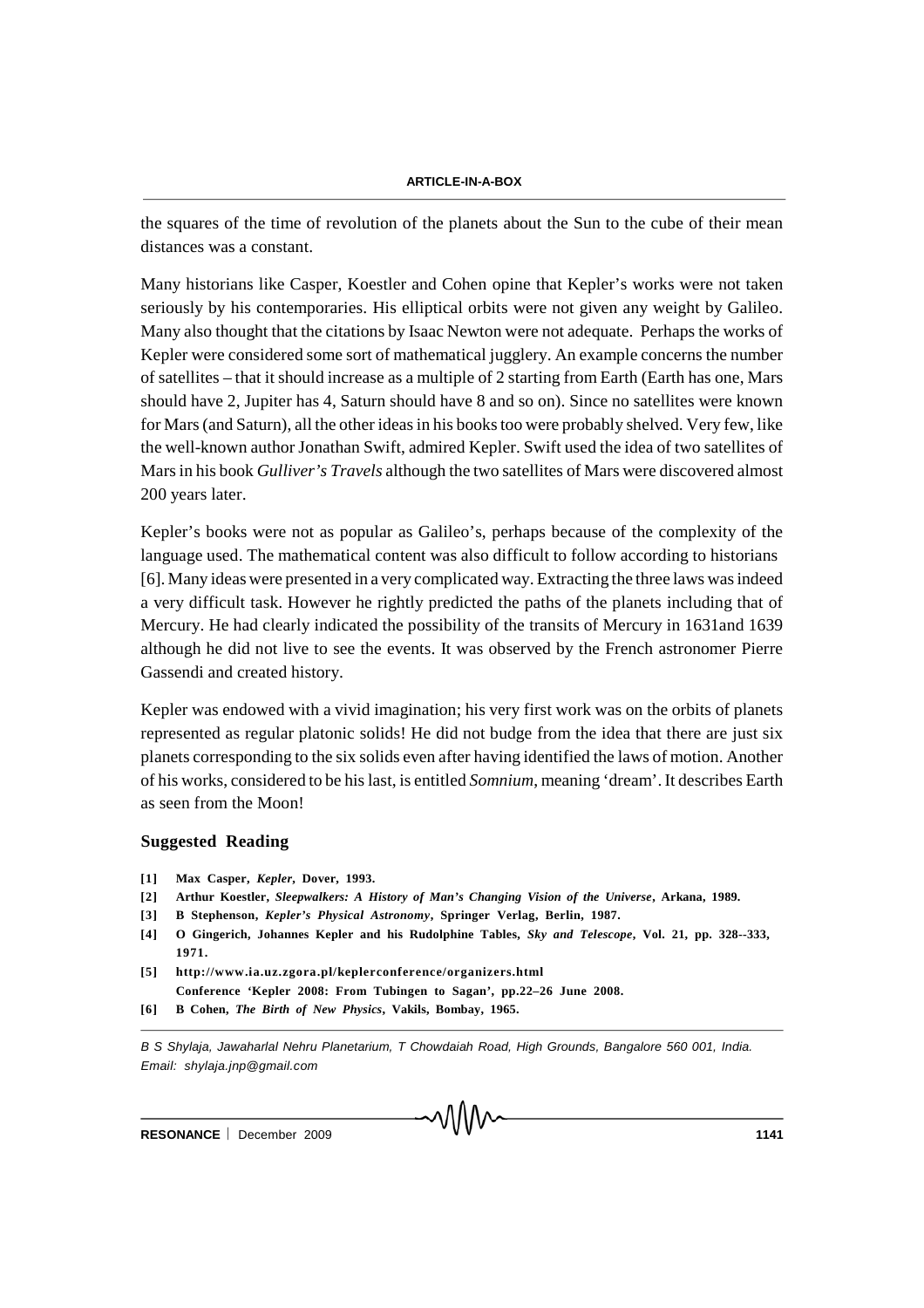the squares of the time of revolution of the planets about the Sun to the cube of their mean distances was a constant.

Many historians like Casper, Koestler and Cohen opine that Kepler's works were not taken seriously by his contemporaries. His elliptical orbits were not given any weight by Galileo. Many also thought that the citations by Isaac Newton were not adequate. Perhaps the works of Kepler were considered some sort of mathematical jugglery. An example concerns the number of satellites – that it should increase as a multiple of 2 starting from Earth (Earth has one, Mars should have 2, Jupiter has 4, Saturn should have 8 and so on). Since no satellites were known for Mars (and Saturn), all the other ideas in his books too were probably shelved. Very few, like the well-known author Jonathan Swift, admired Kepler. Swift used the idea of two satellites of Mars in his book *Gulliver's Travels* although the two satellites of Mars were discovered almost 200 years later.

Kepler's books were not as popular as Galileo's, perhaps because of the complexity of the language used. The mathematical content was also difficult to follow according to historians [6]. Many ideas were presented in a very complicated way. Extracting the three laws was indeed a very difficult task. However he rightly predicted the paths of the planets including that of Mercury. He had clearly indicated the possibility of the transits of Mercury in 1631and 1639 although he did not live to see the events. It was observed by the French astronomer Pierre Gassendi and created history.

Kepler was endowed with a vivid imagination; his very first work was on the orbits of planets represented as regular platonic solids! He did not budge from the idea that there are just six planets corresponding to the six solids even after having identified the laws of motion. Another of his works, considered to be his last, is entitled *Somnium*, meaning 'dream'. It describes Earth as seen from the Moon!

## Suggested Reading

**[1] Max Casper, *Kepler*, Dover, 1993.**

**[2] Arthur Koestler, *Sleepwalkers: A History of Man's Changing Vision of the Universe*, Arkana, 1989.**

**[3] B Stephenson, *Kepler's Physical Astronomy*, Springer Verlag, Berlin, 1987.**

**[4] O Gingerich, Johannes Kepler and his Rudolphine Tables, *Sky and Telescope*, Vol. 21, pp. 328--333, 1971.**

**[5] http://www.ia.uz.zgora.pl/keplerconference/organizers.html Conference 'Kepler 2008: From Tubingen to Sagan', pp.22–26 June 2008.**

**[6] B Cohen, *The Birth of New Physics*, Vakils, Bombay, 1965.**

*B S Shylaja, Jawaharlal Nehru Planetarium, T Chowdaiah Road, High Grounds, Bangalore 560 001, India. Email: shylaja.jnp@gmail.com*